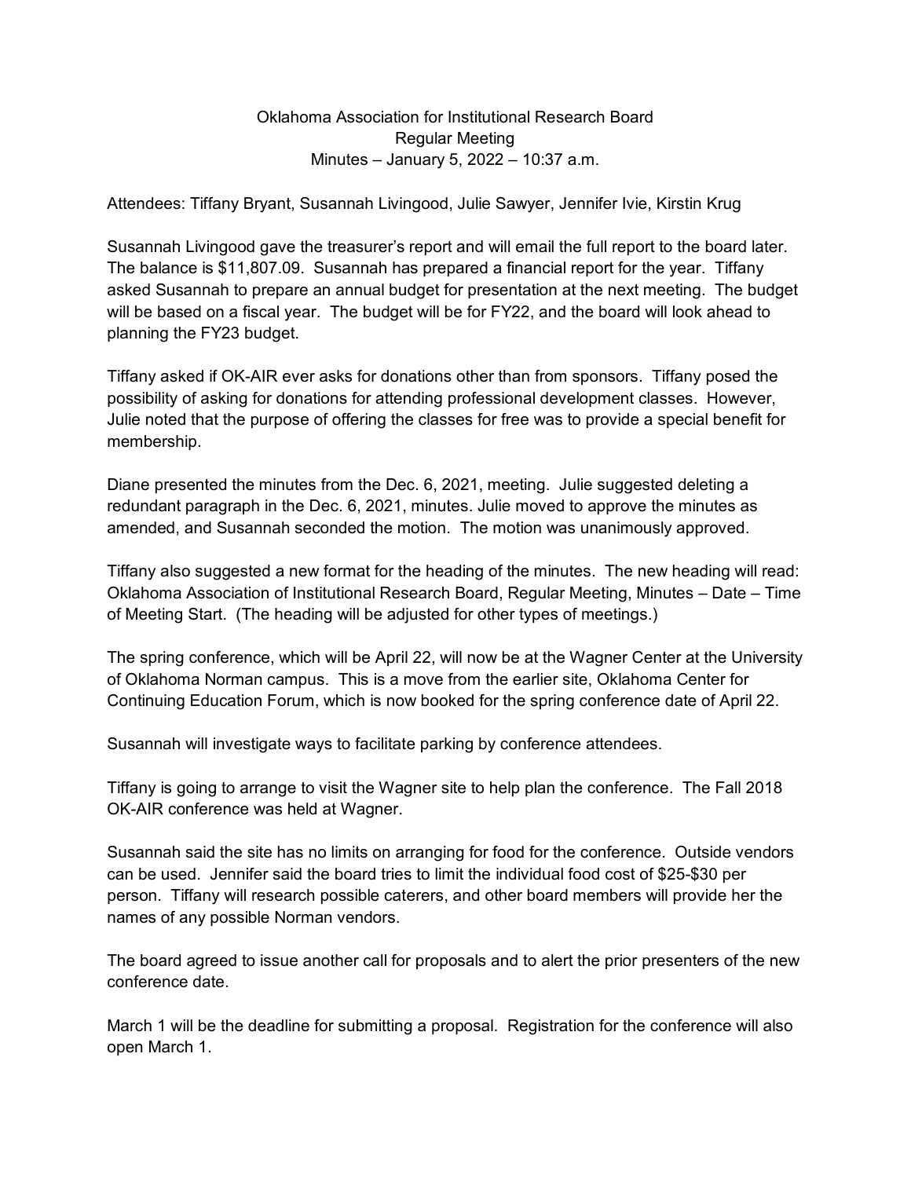Oklahoma Association for Institutional Research Board
Regular Meeting
Minutes – January 5, 2022 – 10:37 a.m.

Attendees: Tiffany Bryant, Susannah Livingood, Julie Sawyer, Jennifer Ivie, Kirstin Krug

Susannah Livingood gave the treasurer's report and will email the full report to the board later. The balance is $11,807.09. Susannah has prepared a financial report for the year. Tiffany asked Susannah to prepare an annual budget for presentation at the next meeting. The budget will be based on a fiscal year. The budget will be for FY22, and the board will look ahead to planning the FY23 budget.

Tiffany asked if OK-AIR ever asks for donations other than from sponsors. Tiffany posed the possibility of asking for donations for attending professional development classes. However, Julie noted that the purpose of offering the classes for free was to provide a special benefit for membership.

Diane presented the minutes from the Dec. 6, 2021, meeting. Julie suggested deleting a redundant paragraph in the Dec. 6, 2021, minutes. Julie moved to approve the minutes as amended, and Susannah seconded the motion. The motion was unanimously approved.

Tiffany also suggested a new format for the heading of the minutes. The new heading will read: Oklahoma Association of Institutional Research Board, Regular Meeting, Minutes – Date – Time of Meeting Start. (The heading will be adjusted for other types of meetings.)

The spring conference, which will be April 22, will now be at the Wagner Center at the University of Oklahoma Norman campus. This is a move from the earlier site, Oklahoma Center for Continuing Education Forum, which is now booked for the spring conference date of April 22.

Susannah will investigate ways to facilitate parking by conference attendees.

Tiffany is going to arrange to visit the Wagner site to help plan the conference. The Fall 2018 OK-AIR conference was held at Wagner.

Susannah said the site has no limits on arranging for food for the conference. Outside vendors can be used. Jennifer said the board tries to limit the individual food cost of $25-$30 per person. Tiffany will research possible caterers, and other board members will provide her the names of any possible Norman vendors.

The board agreed to issue another call for proposals and to alert the prior presenters of the new conference date.

March 1 will be the deadline for submitting a proposal. Registration for the conference will also open March 1.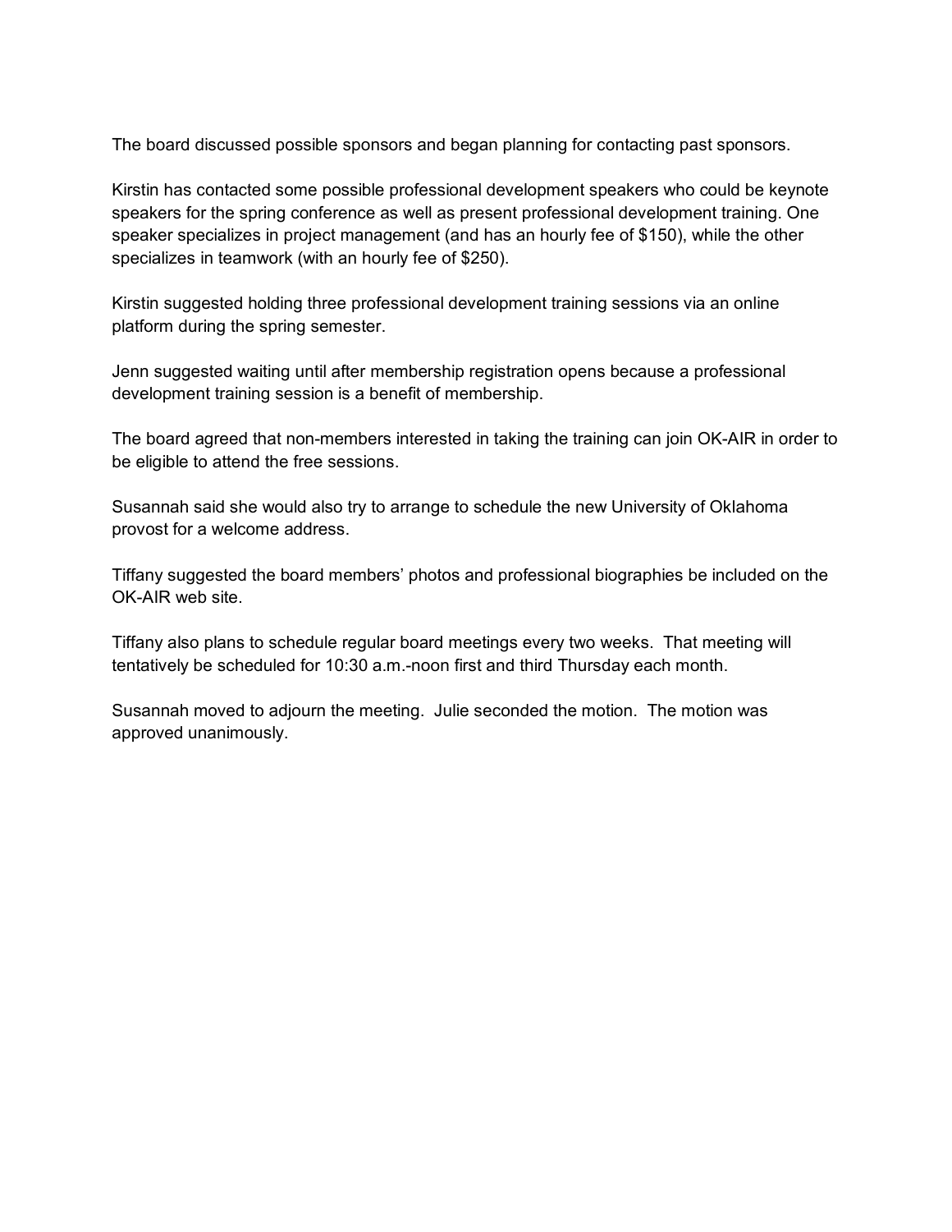The board discussed possible sponsors and began planning for contacting past sponsors.

Kirstin has contacted some possible professional development speakers who could be keynote speakers for the spring conference as well as present professional development training. One speaker specializes in project management (and has an hourly fee of $150), while the other specializes in teamwork (with an hourly fee of $250).

Kirstin suggested holding three professional development training sessions via an online platform during the spring semester.

Jenn suggested waiting until after membership registration opens because a professional development training session is a benefit of membership.

The board agreed that non-members interested in taking the training can join OK-AIR in order to be eligible to attend the free sessions.

Susannah said she would also try to arrange to schedule the new University of Oklahoma provost for a welcome address.

Tiffany suggested the board members' photos and professional biographies be included on the OK-AIR web site.

Tiffany also plans to schedule regular board meetings every two weeks. That meeting will tentatively be scheduled for 10:30 a.m.-noon first and third Thursday each month.

Susannah moved to adjourn the meeting. Julie seconded the motion. The motion was approved unanimously.